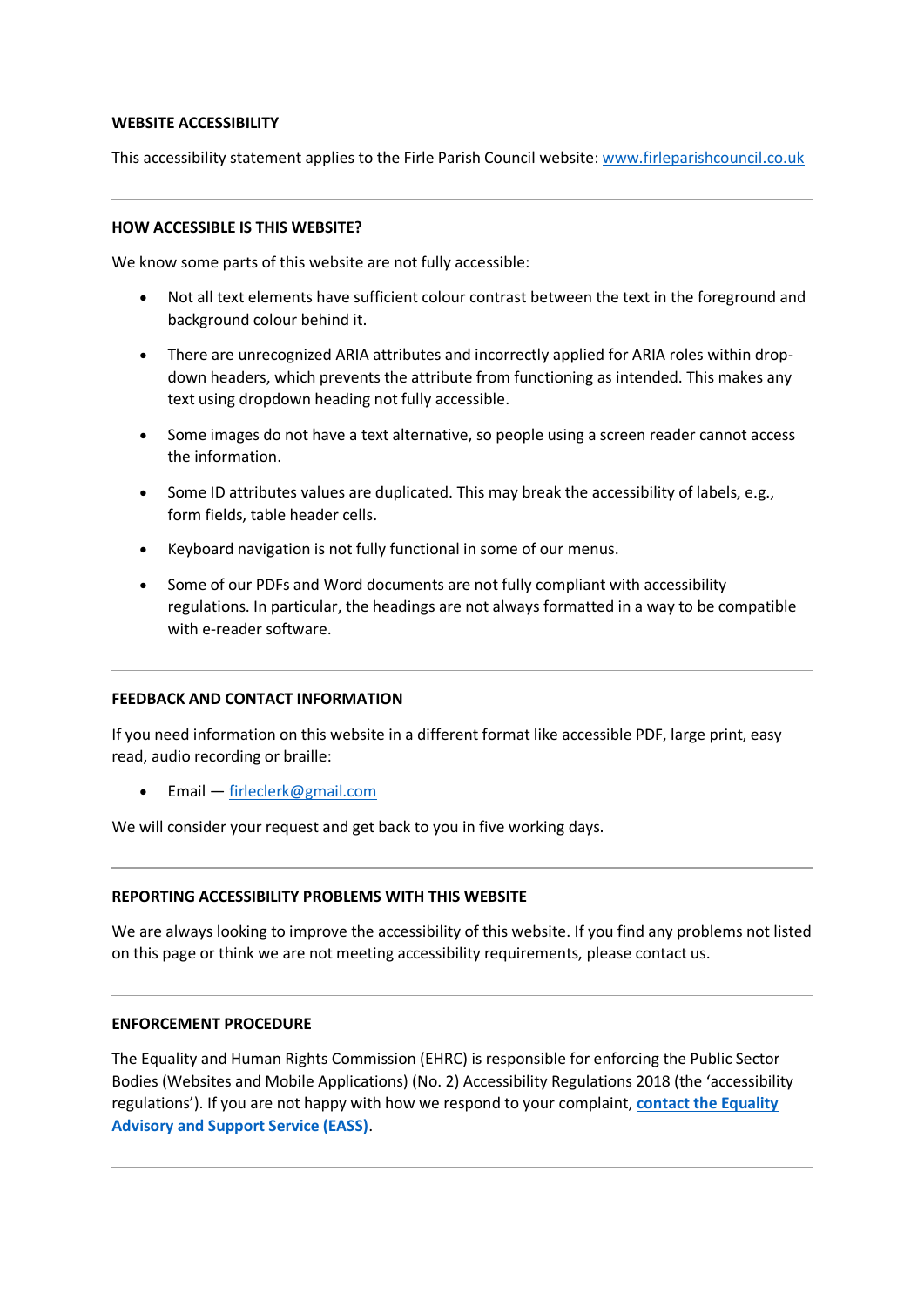## WEBSITE ACCESSIBILITY

This accessibility statement applies to the Firle Parish Council website: [www.firleparishcouncil.co.uk](http://www.firleparishcouncil.co.uk)

---

## HOW ACCESSIBLE IS THIS WEBSITE?

We know some parts of this website are not fully accessible:

- Not all text elements have sufficient colour contrast between the text in the foreground and background colour behind it.
- There are unrecognized ARIA attributes and incorrectly applied for ARIA roles within drop-down headers, which prevents the attribute from functioning as intended. This makes any text using dropdown heading not fully accessible.
- Some images do not have a text alternative, so people using a screen reader cannot access the information.
- Some ID attributes values are duplicated. This may break the accessibility of labels, e.g., form fields, table header cells.
- Keyboard navigation is not fully functional in some of our menus.
- Some of our PDFs and Word documents are not fully compliant with accessibility regulations. In particular, the headings are not always formatted in a way to be compatible with e-reader software.

---

## FEEDBACK AND CONTACT INFORMATION

If you need information on this website in a different format like accessible PDF, large print, easy read, audio recording or braille:

- Email — [firleclerk@gmail.com](mailto:firleclerk@gmail.com)

We will consider your request and get back to you in five working days.

---

## REPORTING ACCESSIBILITY PROBLEMS WITH THIS WEBSITE

We are always looking to improve the accessibility of this website. If you find any problems not listed on this page or think we are not meeting accessibility requirements, please contact us.

---

## ENFORCEMENT PROCEDURE

The Equality and Human Rights Commission (EHRC) is responsible for enforcing the Public Sector Bodies (Websites and Mobile Applications) (No. 2) Accessibility Regulations 2018 (the 'accessibility regulations'). If you are not happy with how we respond to your complaint, **contact the Equality Advisory and Support Service (EASS)**.

---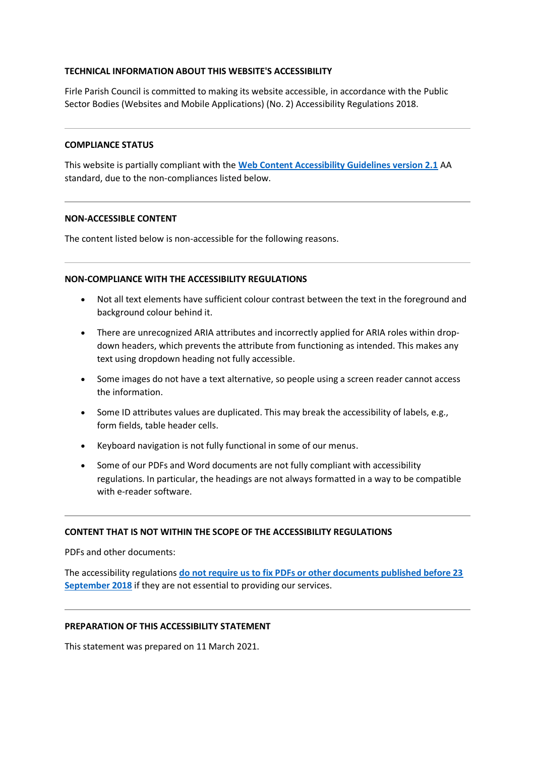**TECHNICAL INFORMATION ABOUT THIS WEBSITE'S ACCESSIBILITY**

Firle Parish Council is committed to making its website accessible, in accordance with the Public Sector Bodies (Websites and Mobile Applications) (No. 2) Accessibility Regulations 2018.

---

**COMPLIANCE STATUS**

This website is partially compliant with the **Web Content Accessibility Guidelines version 2.1** AA standard, due to the non-compliances listed below.

---

**NON-ACCESSIBLE CONTENT**

The content listed below is non-accessible for the following reasons.

---

**NON-COMPLIANCE WITH THE ACCESSIBILITY REGULATIONS**

- Not all text elements have sufficient colour contrast between the text in the foreground and background colour behind it.
- There are unrecognized ARIA attributes and incorrectly applied for ARIA roles within drop-down headers, which prevents the attribute from functioning as intended. This makes any text using dropdown heading not fully accessible.
- Some images do not have a text alternative, so people using a screen reader cannot access the information.
- Some ID attributes values are duplicated. This may break the accessibility of labels, e.g., form fields, table header cells.
- Keyboard navigation is not fully functional in some of our menus.
- Some of our PDFs and Word documents are not fully compliant with accessibility regulations. In particular, the headings are not always formatted in a way to be compatible with e-reader software.

---

**CONTENT THAT IS NOT WITHIN THE SCOPE OF THE ACCESSIBILITY REGULATIONS**

PDFs and other documents:

The accessibility regulations **do not require us to fix PDFs or other documents published before 23 September 2018** if they are not essential to providing our services.

---

**PREPARATION OF THIS ACCESSIBILITY STATEMENT**

This statement was prepared on 11 March 2021.